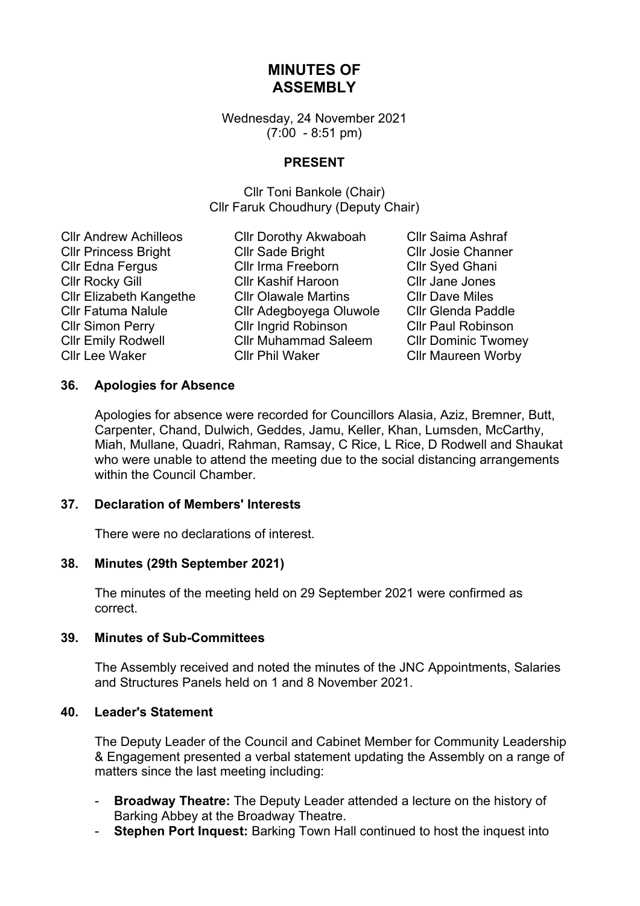# MINUTES OF ASSEMBLY

Wednesday, 24 November 2021
(7:00 - 8:51 pm)

## PRESENT

Cllr Toni Bankole (Chair)
Cllr Faruk Choudhury (Deputy Chair)

| | | |
|---|---|---|
| Cllr Andrew Achilleos | Cllr Dorothy Akwaboah | Cllr Saima Ashraf |
| Cllr Princess Bright | Cllr Sade Bright | Cllr Josie Channer |
| Cllr Edna Fergus | Cllr Irma Freeborn | Cllr Syed Ghani |
| Cllr Rocky Gill | Cllr Kashif Haroon | Cllr Jane Jones |
| Cllr Elizabeth Kangethe | Cllr Olawale Martins | Cllr Dave Miles |
| Cllr Fatuma Nalule | Cllr Adegboyega Oluwole | Cllr Glenda Paddle |
| Cllr Simon Perry | Cllr Ingrid Robinson | Cllr Paul Robinson |
| Cllr Emily Rodwell | Cllr Muhammad Saleem | Cllr Dominic Twomey |
| Cllr Lee Waker | Cllr Phil Waker | Cllr Maureen Worby |

### 36. Apologies for Absence

Apologies for absence were recorded for Councillors Alasia, Aziz, Bremner, Butt, Carpenter, Chand, Dulwich, Geddes, Jamu, Keller, Khan, Lumsden, McCarthy, Miah, Mullane, Quadri, Rahman, Ramsay, C Rice, L Rice, D Rodwell and Shaukat who were unable to attend the meeting due to the social distancing arrangements within the Council Chamber.

### 37. Declaration of Members' Interests

There were no declarations of interest.

### 38. Minutes (29th September 2021)

The minutes of the meeting held on 29 September 2021 were confirmed as correct.

### 39. Minutes of Sub-Committees

The Assembly received and noted the minutes of the JNC Appointments, Salaries and Structures Panels held on 1 and 8 November 2021.

### 40. Leader's Statement

The Deputy Leader of the Council and Cabinet Member for Community Leadership & Engagement presented a verbal statement updating the Assembly on a range of matters since the last meeting including:

- **Broadway Theatre:** The Deputy Leader attended a lecture on the history of Barking Abbey at the Broadway Theatre.
- **Stephen Port Inquest:** Barking Town Hall continued to host the inquest into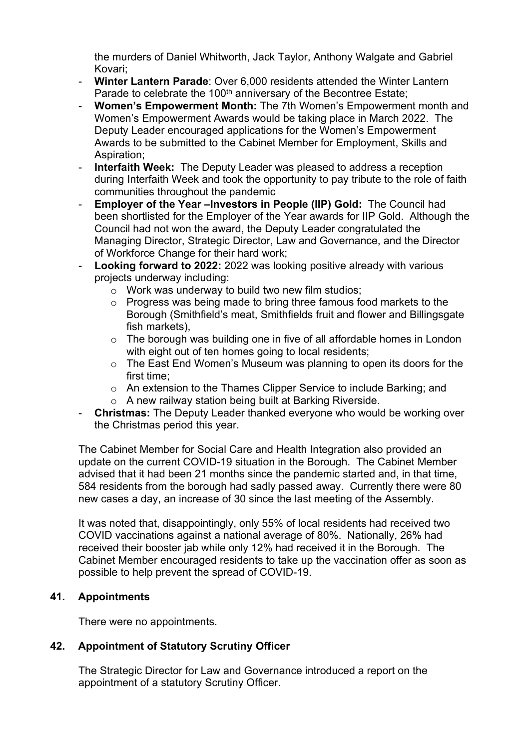the murders of Daniel Whitworth, Jack Taylor, Anthony Walgate and Gabriel Kovari;

- **Winter Lantern Parade**: Over 6,000 residents attended the Winter Lantern Parade to celebrate the 100th anniversary of the Becontree Estate;
- **Women's Empowerment Month:** The 7th Women's Empowerment month and Women's Empowerment Awards would be taking place in March 2022. The Deputy Leader encouraged applications for the Women's Empowerment Awards to be submitted to the Cabinet Member for Employment, Skills and Aspiration;
- **Interfaith Week:** The Deputy Leader was pleased to address a reception during Interfaith Week and took the opportunity to pay tribute to the role of faith communities throughout the pandemic
- **Employer of the Year –Investors in People (IIP) Gold:** The Council had been shortlisted for the Employer of the Year awards for IIP Gold. Although the Council had not won the award, the Deputy Leader congratulated the Managing Director, Strategic Director, Law and Governance, and the Director of Workforce Change for their hard work;
- **Looking forward to 2022:** 2022 was looking positive already with various projects underway including:
  - Work was underway to build two new film studios;
  - Progress was being made to bring three famous food markets to the Borough (Smithfield's meat, Smithfields fruit and flower and Billingsgate fish markets),
  - The borough was building one in five of all affordable homes in London with eight out of ten homes going to local residents;
  - The East End Women's Museum was planning to open its doors for the first time;
  - An extension to the Thames Clipper Service to include Barking; and
  - A new railway station being built at Barking Riverside.
- **Christmas:** The Deputy Leader thanked everyone who would be working over the Christmas period this year.

The Cabinet Member for Social Care and Health Integration also provided an update on the current COVID-19 situation in the Borough. The Cabinet Member advised that it had been 21 months since the pandemic started and, in that time, 584 residents from the borough had sadly passed away. Currently there were 80 new cases a day, an increase of 30 since the last meeting of the Assembly.

It was noted that, disappointingly, only 55% of local residents had received two COVID vaccinations against a national average of 80%. Nationally, 26% had received their booster jab while only 12% had received it in the Borough. The Cabinet Member encouraged residents to take up the vaccination offer as soon as possible to help prevent the spread of COVID-19.

## 41. Appointments

There were no appointments.

## 42. Appointment of Statutory Scrutiny Officer

The Strategic Director for Law and Governance introduced a report on the appointment of a statutory Scrutiny Officer.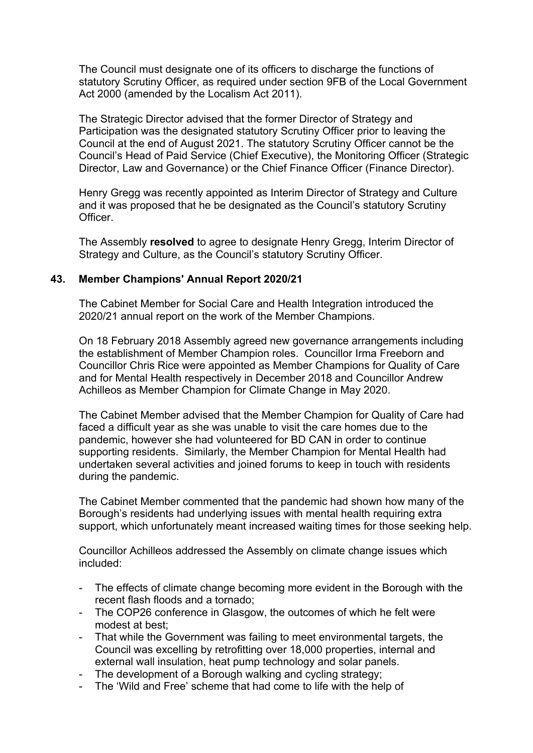The Council must designate one of its officers to discharge the functions of statutory Scrutiny Officer, as required under section 9FB of the Local Government Act 2000 (amended by the Localism Act 2011).

The Strategic Director advised that the former Director of Strategy and Participation was the designated statutory Scrutiny Officer prior to leaving the Council at the end of August 2021. The statutory Scrutiny Officer cannot be the Council's Head of Paid Service (Chief Executive), the Monitoring Officer (Strategic Director, Law and Governance) or the Chief Finance Officer (Finance Director).

Henry Gregg was recently appointed as Interim Director of Strategy and Culture and it was proposed that he be designated as the Council's statutory Scrutiny Officer.

The Assembly **resolved** to agree to designate Henry Gregg, Interim Director of Strategy and Culture, as the Council's statutory Scrutiny Officer.

## 43. Member Champions' Annual Report 2020/21

The Cabinet Member for Social Care and Health Integration introduced the 2020/21 annual report on the work of the Member Champions.

On 18 February 2018 Assembly agreed new governance arrangements including the establishment of Member Champion roles. Councillor Irma Freeborn and Councillor Chris Rice were appointed as Member Champions for Quality of Care and for Mental Health respectively in December 2018 and Councillor Andrew Achilleos as Member Champion for Climate Change in May 2020.

The Cabinet Member advised that the Member Champion for Quality of Care had faced a difficult year as she was unable to visit the care homes due to the pandemic, however she had volunteered for BD CAN in order to continue supporting residents. Similarly, the Member Champion for Mental Health had undertaken several activities and joined forums to keep in touch with residents during the pandemic.

The Cabinet Member commented that the pandemic had shown how many of the Borough's residents had underlying issues with mental health requiring extra support, which unfortunately meant increased waiting times for those seeking help.

Councillor Achilleos addressed the Assembly on climate change issues which included:

- The effects of climate change becoming more evident in the Borough with the recent flash floods and a tornado;
- The COP26 conference in Glasgow, the outcomes of which he felt were modest at best;
- That while the Government was failing to meet environmental targets, the Council was excelling by retrofitting over 18,000 properties, internal and external wall insulation, heat pump technology and solar panels.
- The development of a Borough walking and cycling strategy;
- The 'Wild and Free' scheme that had come to life with the help of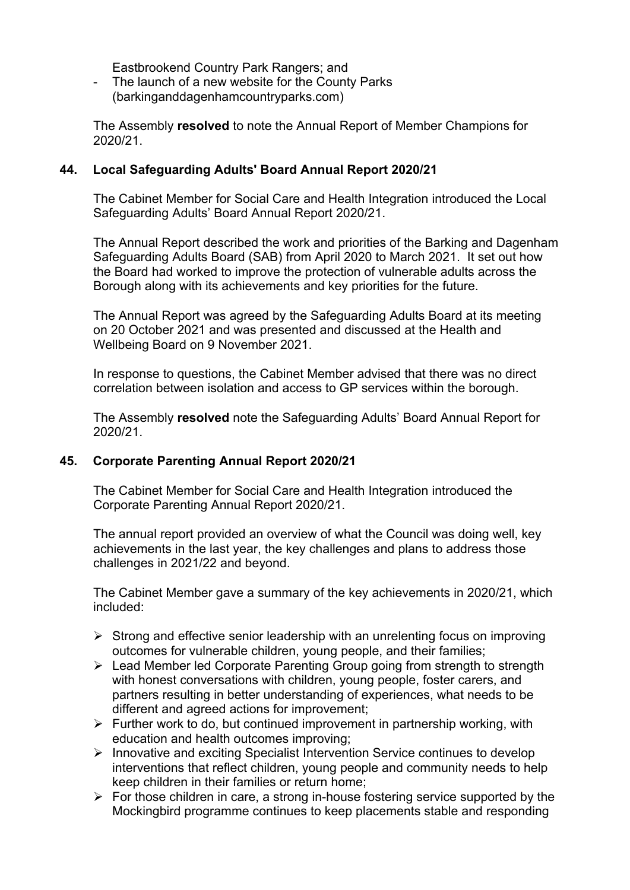Eastbrookend Country Park Rangers; and

- The launch of a new website for the County Parks (barkinganddagenhamcountryparks.com)

The Assembly **resolved** to note the Annual Report of Member Champions for 2020/21.

## 44. Local Safeguarding Adults' Board Annual Report 2020/21

The Cabinet Member for Social Care and Health Integration introduced the Local Safeguarding Adults' Board Annual Report 2020/21.

The Annual Report described the work and priorities of the Barking and Dagenham Safeguarding Adults Board (SAB) from April 2020 to March 2021. It set out how the Board had worked to improve the protection of vulnerable adults across the Borough along with its achievements and key priorities for the future.

The Annual Report was agreed by the Safeguarding Adults Board at its meeting on 20 October 2021 and was presented and discussed at the Health and Wellbeing Board on 9 November 2021.

In response to questions, the Cabinet Member advised that there was no direct correlation between isolation and access to GP services within the borough.

The Assembly **resolved** note the Safeguarding Adults' Board Annual Report for 2020/21.

## 45. Corporate Parenting Annual Report 2020/21

The Cabinet Member for Social Care and Health Integration introduced the Corporate Parenting Annual Report 2020/21.

The annual report provided an overview of what the Council was doing well, key achievements in the last year, the key challenges and plans to address those challenges in 2021/22 and beyond.

The Cabinet Member gave a summary of the key achievements in 2020/21, which included:

- Strong and effective senior leadership with an unrelenting focus on improving outcomes for vulnerable children, young people, and their families;
- Lead Member led Corporate Parenting Group going from strength to strength with honest conversations with children, young people, foster carers, and partners resulting in better understanding of experiences, what needs to be different and agreed actions for improvement;
- Further work to do, but continued improvement in partnership working, with education and health outcomes improving;
- Innovative and exciting Specialist Intervention Service continues to develop interventions that reflect children, young people and community needs to help keep children in their families or return home;
- For those children in care, a strong in-house fostering service supported by the Mockingbird programme continues to keep placements stable and responding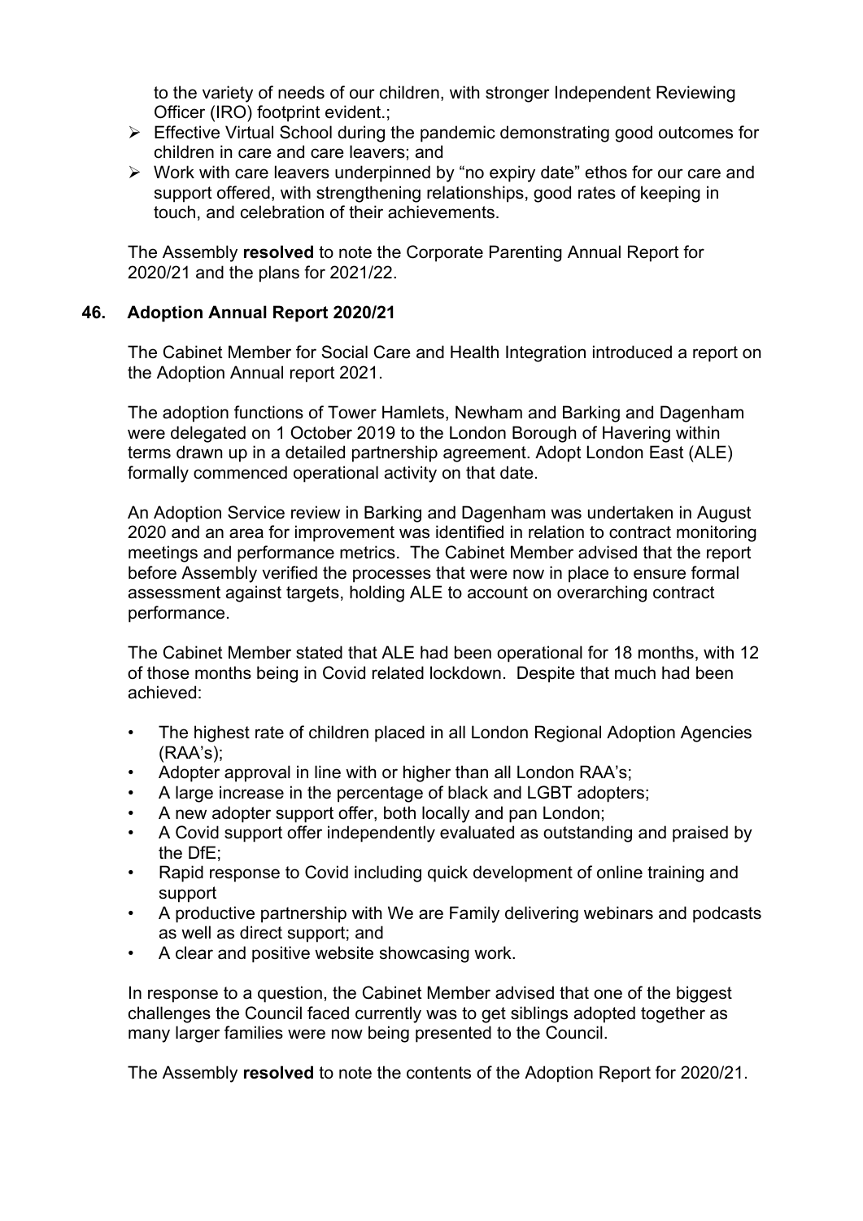to the variety of needs of our children, with stronger Independent Reviewing Officer (IRO) footprint evident.;

- Effective Virtual School during the pandemic demonstrating good outcomes for children in care and care leavers; and
- Work with care leavers underpinned by "no expiry date" ethos for our care and support offered, with strengthening relationships, good rates of keeping in touch, and celebration of their achievements.

The Assembly **resolved** to note the Corporate Parenting Annual Report for 2020/21 and the plans for 2021/22.

## 46. Adoption Annual Report 2020/21

The Cabinet Member for Social Care and Health Integration introduced a report on the Adoption Annual report 2021.

The adoption functions of Tower Hamlets, Newham and Barking and Dagenham were delegated on 1 October 2019 to the London Borough of Havering within terms drawn up in a detailed partnership agreement. Adopt London East (ALE) formally commenced operational activity on that date.

An Adoption Service review in Barking and Dagenham was undertaken in August 2020 and an area for improvement was identified in relation to contract monitoring meetings and performance metrics. The Cabinet Member advised that the report before Assembly verified the processes that were now in place to ensure formal assessment against targets, holding ALE to account on overarching contract performance.

The Cabinet Member stated that ALE had been operational for 18 months, with 12 of those months being in Covid related lockdown. Despite that much had been achieved:

- The highest rate of children placed in all London Regional Adoption Agencies (RAA's);
- Adopter approval in line with or higher than all London RAA's;
- A large increase in the percentage of black and LGBT adopters;
- A new adopter support offer, both locally and pan London;
- A Covid support offer independently evaluated as outstanding and praised by the DfE;
- Rapid response to Covid including quick development of online training and support
- A productive partnership with We are Family delivering webinars and podcasts as well as direct support; and
- A clear and positive website showcasing work.

In response to a question, the Cabinet Member advised that one of the biggest challenges the Council faced currently was to get siblings adopted together as many larger families were now being presented to the Council.

The Assembly **resolved** to note the contents of the Adoption Report for 2020/21.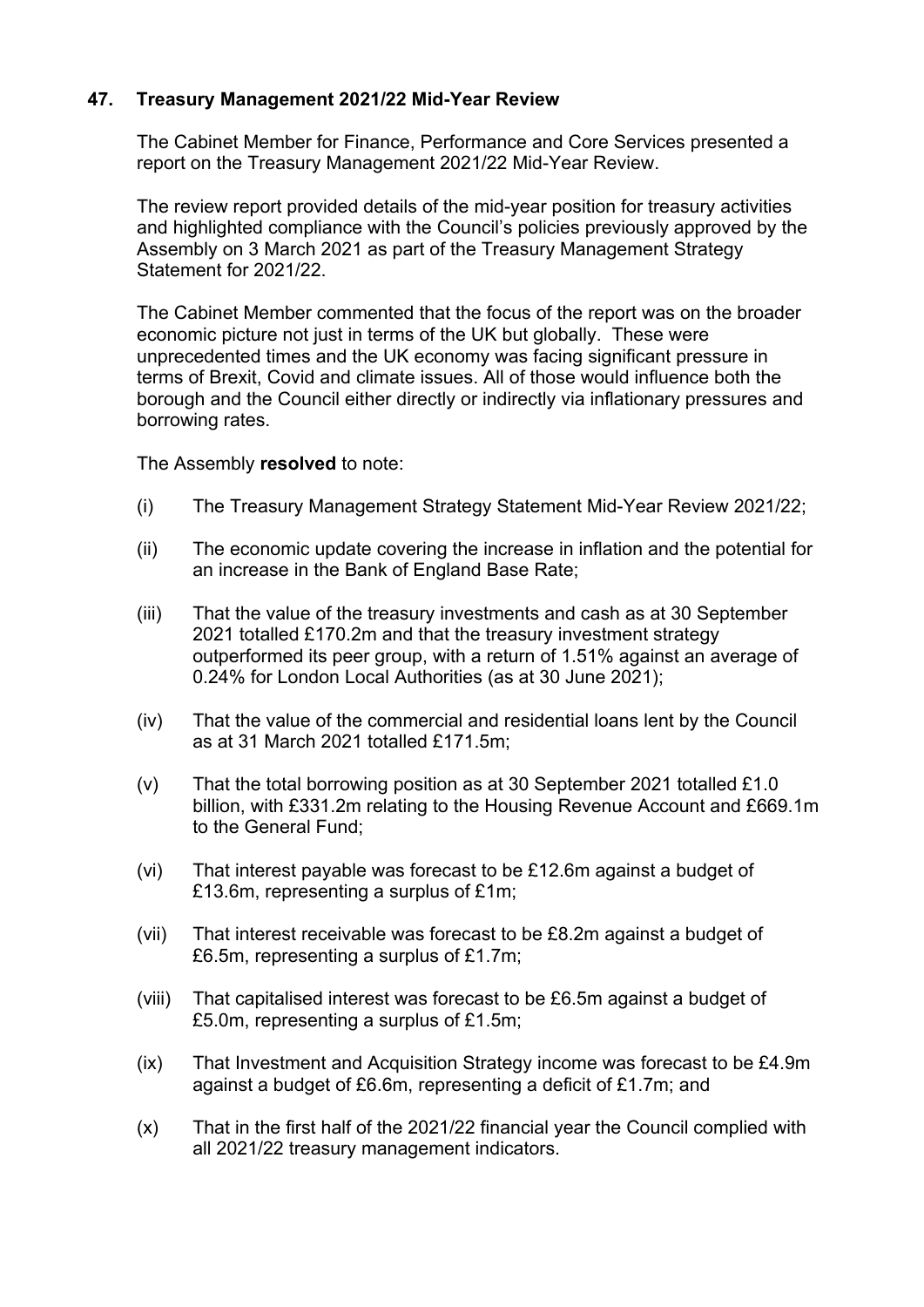## 47. Treasury Management 2021/22 Mid-Year Review

The Cabinet Member for Finance, Performance and Core Services presented a report on the Treasury Management 2021/22 Mid-Year Review.

The review report provided details of the mid-year position for treasury activities and highlighted compliance with the Council's policies previously approved by the Assembly on 3 March 2021 as part of the Treasury Management Strategy Statement for 2021/22.

The Cabinet Member commented that the focus of the report was on the broader economic picture not just in terms of the UK but globally. These were unprecedented times and the UK economy was facing significant pressure in terms of Brexit, Covid and climate issues. All of those would influence both the borough and the Council either directly or indirectly via inflationary pressures and borrowing rates.

The Assembly **resolved** to note:

(i) The Treasury Management Strategy Statement Mid-Year Review 2021/22;

(ii) The economic update covering the increase in inflation and the potential for an increase in the Bank of England Base Rate;

(iii) That the value of the treasury investments and cash as at 30 September 2021 totalled £170.2m and that the treasury investment strategy outperformed its peer group, with a return of 1.51% against an average of 0.24% for London Local Authorities (as at 30 June 2021);

(iv) That the value of the commercial and residential loans lent by the Council as at 31 March 2021 totalled £171.5m;

(v) That the total borrowing position as at 30 September 2021 totalled £1.0 billion, with £331.2m relating to the Housing Revenue Account and £669.1m to the General Fund;

(vi) That interest payable was forecast to be £12.6m against a budget of £13.6m, representing a surplus of £1m;

(vii) That interest receivable was forecast to be £8.2m against a budget of £6.5m, representing a surplus of £1.7m;

(viii) That capitalised interest was forecast to be £6.5m against a budget of £5.0m, representing a surplus of £1.5m;

(ix) That Investment and Acquisition Strategy income was forecast to be £4.9m against a budget of £6.6m, representing a deficit of £1.7m; and

(x) That in the first half of the 2021/22 financial year the Council complied with all 2021/22 treasury management indicators.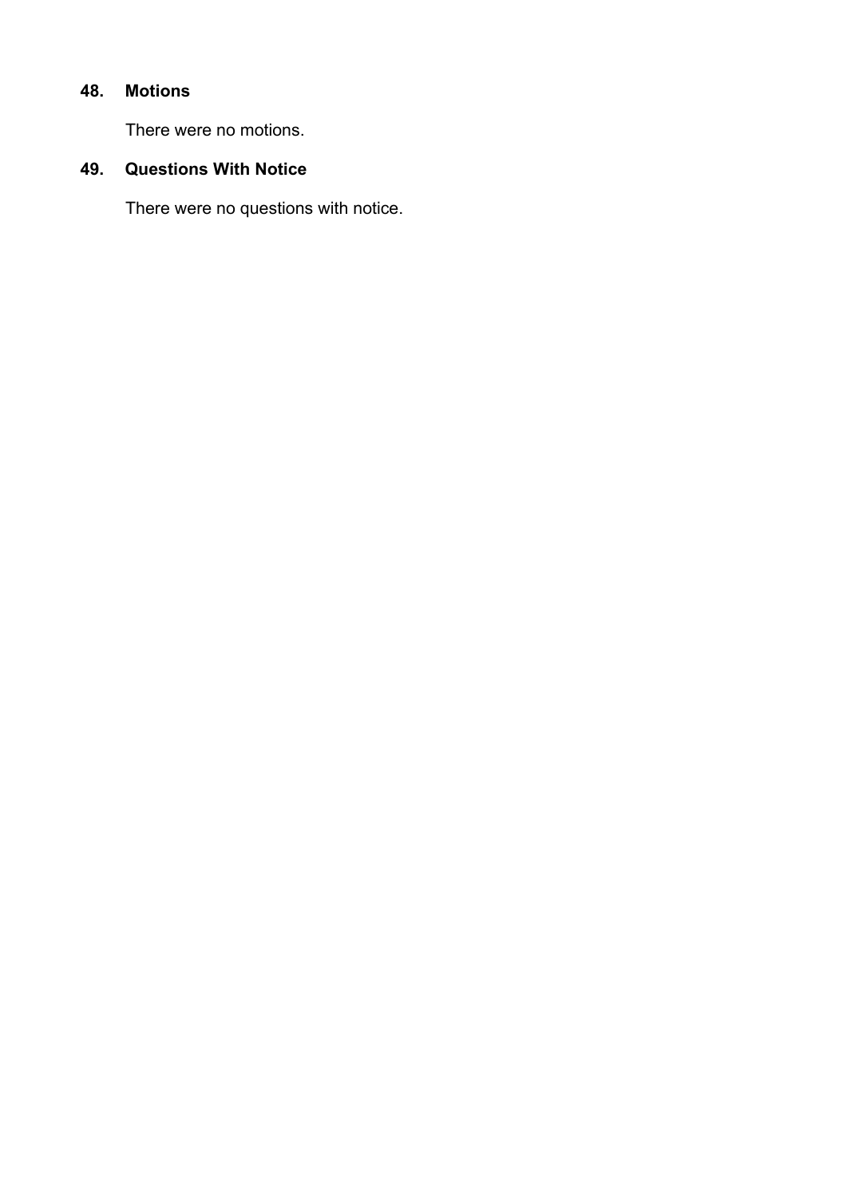## 48. Motions

There were no motions.

## 49. Questions With Notice

There were no questions with notice.